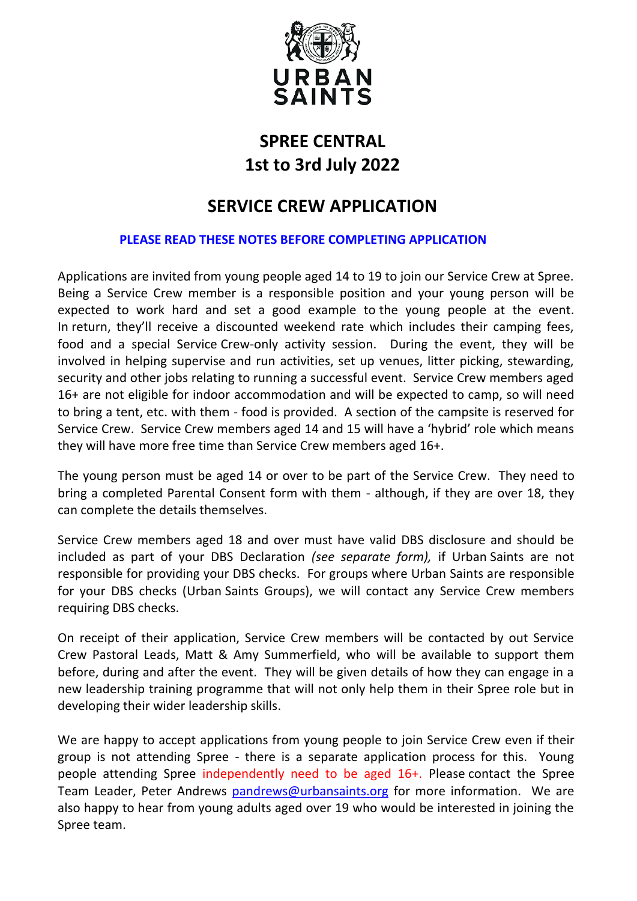URBAN SAINTS

# SPREE CENTRAL
# 1st to 3rd July 2022

## SERVICE CREW APPLICATION

**PLEASE READ THESE NOTES BEFORE COMPLETING APPLICATION**

Applications are invited from young people aged 14 to 19 to join our Service Crew at Spree. Being a Service Crew member is a responsible position and your young person will be expected to work hard and set a good example to the young people at the event. In return, they'll receive a discounted weekend rate which includes their camping fees, food and a special Service Crew-only activity session. During the event, they will be involved in helping supervise and run activities, set up venues, litter picking, stewarding, security and other jobs relating to running a successful event. Service Crew members aged 16+ are not eligible for indoor accommodation and will be expected to camp, so will need to bring a tent, etc. with them - food is provided. A section of the campsite is reserved for Service Crew. Service Crew members aged 14 and 15 will have a 'hybrid' role which means they will have more free time than Service Crew members aged 16+.

The young person must be aged 14 or over to be part of the Service Crew. They need to bring a completed Parental Consent form with them - although, if they are over 18, they can complete the details themselves.

Service Crew members aged 18 and over must have valid DBS disclosure and should be included as part of your DBS Declaration *(see separate form),* if Urban Saints are not responsible for providing your DBS checks. For groups where Urban Saints are responsible for your DBS checks (Urban Saints Groups), we will contact any Service Crew members requiring DBS checks.

On receipt of their application, Service Crew members will be contacted by out Service Crew Pastoral Leads, Matt & Amy Summerfield, who will be available to support them before, during and after the event. They will be given details of how they can engage in a new leadership training programme that will not only help them in their Spree role but in developing their wider leadership skills.

We are happy to accept applications from young people to join Service Crew even if their group is not attending Spree - there is a separate application process for this. Young people attending Spree independently need to be aged 16+. Please contact the Spree Team Leader, Peter Andrews pandrews@urbansaints.org for more information. We are also happy to hear from young adults aged over 19 who would be interested in joining the Spree team.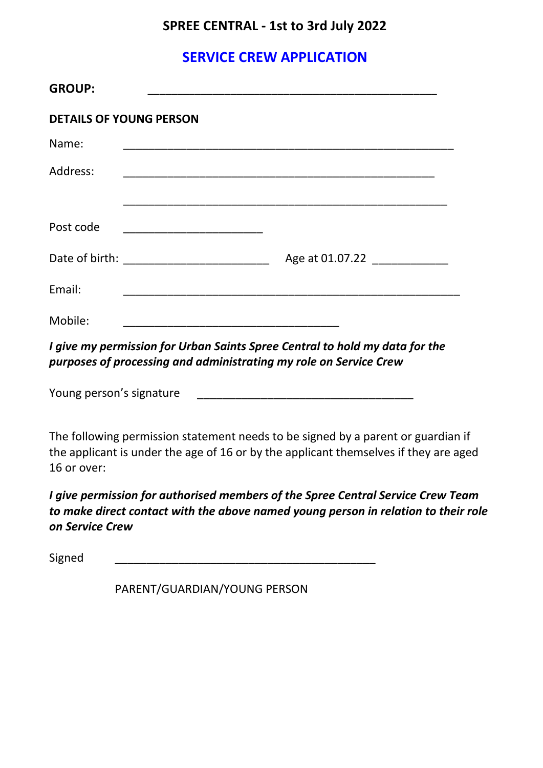## SPREE CENTRAL - 1st to 3rd July 2022

## SERVICE CREW APPLICATION

**GROUP:** ______________________________________________

**DETAILS OF YOUNG PERSON**

Name: _____________________________________________________

Address: __________________________________________________

__________________________________________________

Post code ______________________

Date of birth: _______________________ Age at 01.07.22 ____________

Email: _____________________________________________________

Mobile: __________________________________

***I give my permission for Urban Saints Spree Central to hold my data for the purposes of processing and administrating my role on Service Crew***

Young person's signature __________________________________

The following permission statement needs to be signed by a parent or guardian if the applicant is under the age of 16 or by the applicant themselves if they are aged 16 or over:

***I give permission for authorised members of the Spree Central Service Crew Team to make direct contact with the above named young person in relation to their role on Service Crew***

Signed _________________________________________

PARENT/GUARDIAN/YOUNG PERSON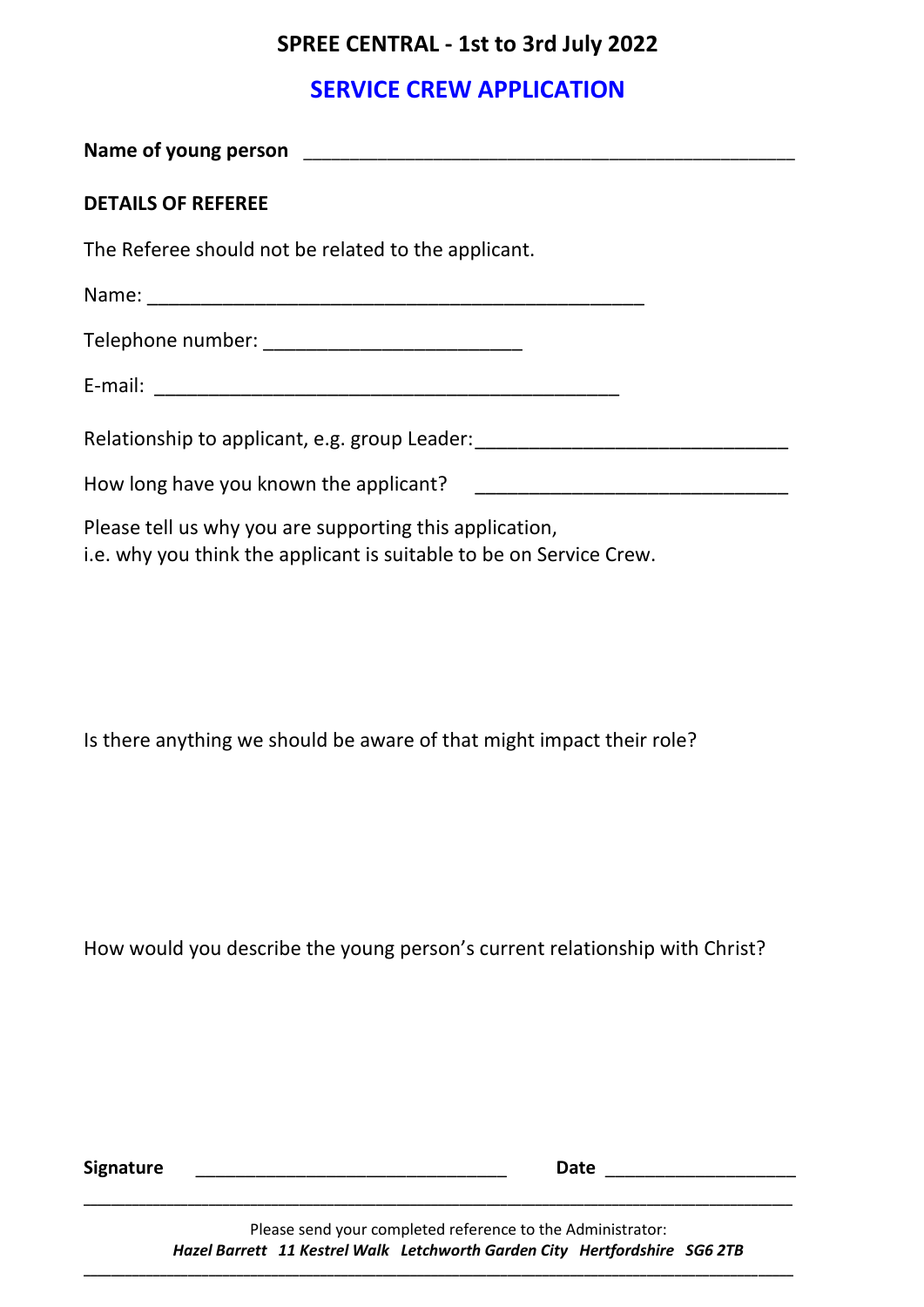## SPREE CENTRAL - 1st to 3rd July 2022

## SERVICE CREW APPLICATION

**Name of young person** ______________________________________________

**DETAILS OF REFEREE**

The Referee should not be related to the applicant.

Name: ______________________________________________

Telephone number: ________________________

E-mail: ____________________________________________

Relationship to applicant, e.g. group Leader:_____________________________

How long have you known the applicant? _____________________________

Please tell us why you are supporting this application,
i.e. why you think the applicant is suitable to be on Service Crew.

Is there anything we should be aware of that might impact their role?

How would you describe the young person's current relationship with Christ?

**Signature** _____________________________ **Date** __________________

---

Please send your completed reference to the Administrator:
***Hazel Barrett 11 Kestrel Walk Letchworth Garden City Hertfordshire SG6 2TB***

---